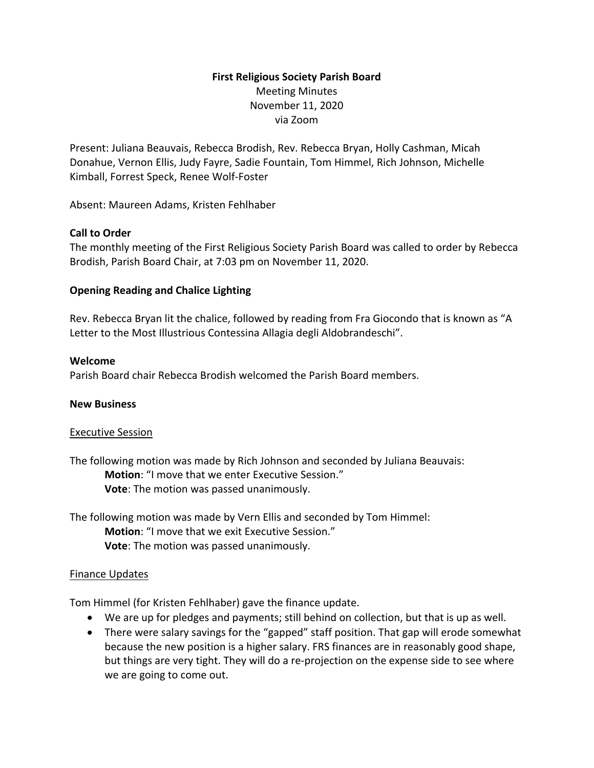**First Religious Society Parish Board**
Meeting Minutes
November 11, 2020
via Zoom

Present: Juliana Beauvais, Rebecca Brodish, Rev. Rebecca Bryan, Holly Cashman, Micah Donahue, Vernon Ellis, Judy Fayre, Sadie Fountain, Tom Himmel, Rich Johnson, Michelle Kimball, Forrest Speck, Renee Wolf-Foster

Absent: Maureen Adams, Kristen Fehlhaber

## Call to Order

The monthly meeting of the First Religious Society Parish Board was called to order by Rebecca Brodish, Parish Board Chair, at 7:03 pm on November 11, 2020.

## Opening Reading and Chalice Lighting

Rev. Rebecca Bryan lit the chalice, followed by reading from Fra Giocondo that is known as "A Letter to the Most Illustrious Contessina Allagia degli Aldobrandeschi".

## Welcome

Parish Board chair Rebecca Brodish welcomed the Parish Board members.

## New Business

### Executive Session

The following motion was made by Rich Johnson and seconded by Juliana Beauvais:

> **Motion**: "I move that we enter Executive Session."
> **Vote**: The motion was passed unanimously.

The following motion was made by Vern Ellis and seconded by Tom Himmel:

> **Motion**: "I move that we exit Executive Session."
> **Vote**: The motion was passed unanimously.

### Finance Updates

Tom Himmel (for Kristen Fehlhaber) gave the finance update.

- We are up for pledges and payments; still behind on collection, but that is up as well.
- There were salary savings for the "gapped" staff position. That gap will erode somewhat because the new position is a higher salary. FRS finances are in reasonably good shape, but things are very tight. They will do a re-projection on the expense side to see where we are going to come out.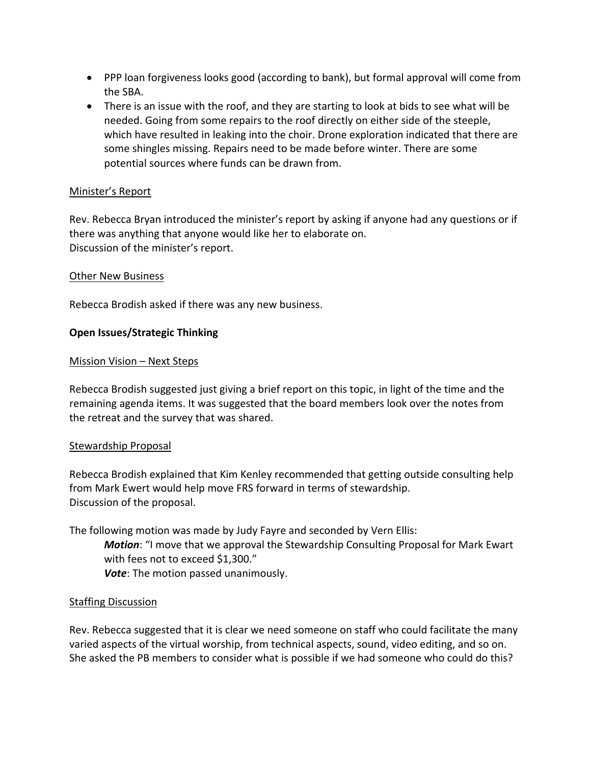- PPP loan forgiveness looks good (according to bank), but formal approval will come from the SBA.
- There is an issue with the roof, and they are starting to look at bids to see what will be needed. Going from some repairs to the roof directly on either side of the steeple, which have resulted in leaking into the choir. Drone exploration indicated that there are some shingles missing. Repairs need to be made before winter. There are some potential sources where funds can be drawn from.

<u>Minister's Report</u>

Rev. Rebecca Bryan introduced the minister's report by asking if anyone had any questions or if there was anything that anyone would like her to elaborate on.
Discussion of the minister's report.

<u>Other New Business</u>

Rebecca Brodish asked if there was any new business.

**Open Issues/Strategic Thinking**

<u>Mission Vision – Next Steps</u>

Rebecca Brodish suggested just giving a brief report on this topic, in light of the time and the remaining agenda items. It was suggested that the board members look over the notes from the retreat and the survey that was shared.

<u>Stewardship Proposal</u>

Rebecca Brodish explained that Kim Kenley recommended that getting outside consulting help from Mark Ewert would help move FRS forward in terms of stewardship.
Discussion of the proposal.

The following motion was made by Judy Fayre and seconded by Vern Ellis:

> ***Motion***: "I move that we approval the Stewardship Consulting Proposal for Mark Ewart with fees not to exceed $1,300."
> ***Vote***: The motion passed unanimously.

<u>Staffing Discussion</u>

Rev. Rebecca suggested that it is clear we need someone on staff who could facilitate the many varied aspects of the virtual worship, from technical aspects, sound, video editing, and so on. She asked the PB members to consider what is possible if we had someone who could do this?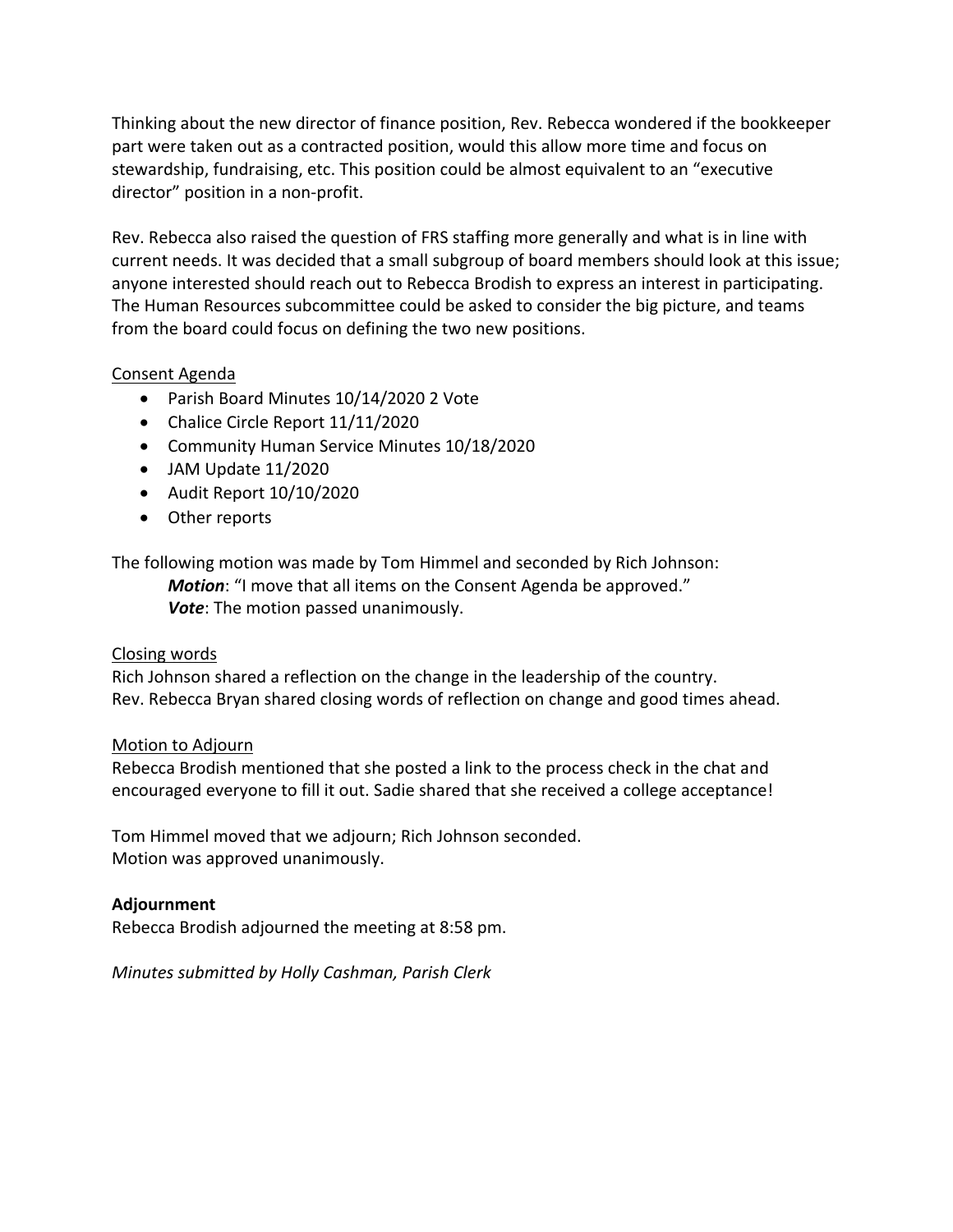Thinking about the new director of finance position, Rev. Rebecca wondered if the bookkeeper part were taken out as a contracted position, would this allow more time and focus on stewardship, fundraising, etc. This position could be almost equivalent to an "executive director" position in a non-profit.

Rev. Rebecca also raised the question of FRS staffing more generally and what is in line with current needs. It was decided that a small subgroup of board members should look at this issue; anyone interested should reach out to Rebecca Brodish to express an interest in participating. The Human Resources subcommittee could be asked to consider the big picture, and teams from the board could focus on defining the two new positions.

Consent Agenda

- Parish Board Minutes 10/14/2020 2 Vote
- Chalice Circle Report 11/11/2020
- Community Human Service Minutes 10/18/2020
- JAM Update 11/2020
- Audit Report 10/10/2020
- Other reports

The following motion was made by Tom Himmel and seconded by Rich Johnson:

> ***Motion***: "I move that all items on the Consent Agenda be approved."
> ***Vote***: The motion passed unanimously.

Closing words

Rich Johnson shared a reflection on the change in the leadership of the country.
Rev. Rebecca Bryan shared closing words of reflection on change and good times ahead.

Motion to Adjourn

Rebecca Brodish mentioned that she posted a link to the process check in the chat and encouraged everyone to fill it out. Sadie shared that she received a college acceptance!

Tom Himmel moved that we adjourn; Rich Johnson seconded.
Motion was approved unanimously.

**Adjournment**

Rebecca Brodish adjourned the meeting at 8:58 pm.

*Minutes submitted by Holly Cashman, Parish Clerk*